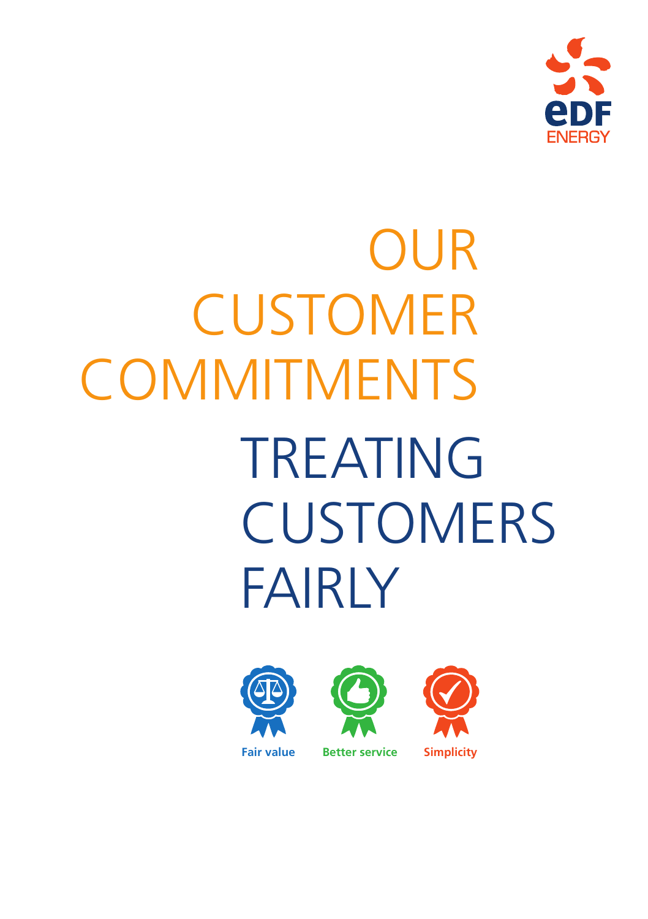EDF ENERGY

# OUR CUSTOMER COMMITMENTS

# TREATING CUSTOMERS FAIRLY

Fair value

Better service

Simplicity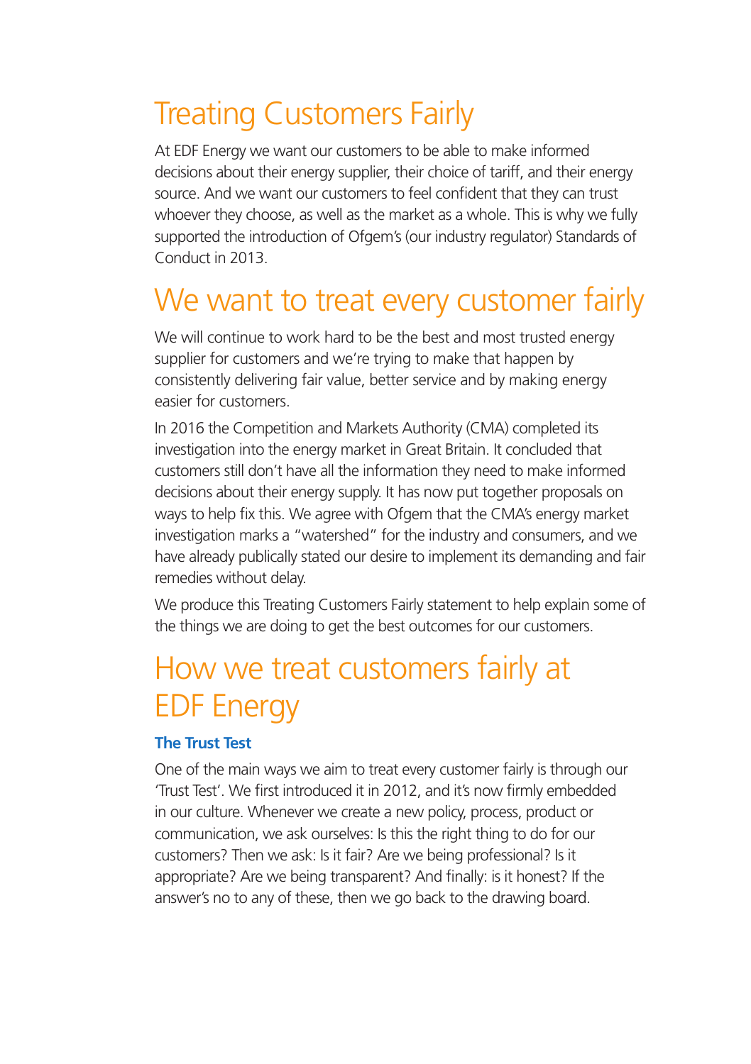# Treating Customers Fairly

At EDF Energy we want our customers to be able to make informed decisions about their energy supplier, their choice of tariff, and their energy source. And we want our customers to feel confident that they can trust whoever they choose, as well as the market as a whole. This is why we fully supported the introduction of Ofgem's (our industry regulator) Standards of Conduct in 2013.

# We want to treat every customer fairly

We will continue to work hard to be the best and most trusted energy supplier for customers and we're trying to make that happen by consistently delivering fair value, better service and by making energy easier for customers.

In 2016 the Competition and Markets Authority (CMA) completed its investigation into the energy market in Great Britain. It concluded that customers still don't have all the information they need to make informed decisions about their energy supply. It has now put together proposals on ways to help fix this. We agree with Ofgem that the CMA's energy market investigation marks a "watershed" for the industry and consumers, and we have already publically stated our desire to implement its demanding and fair remedies without delay.

We produce this Treating Customers Fairly statement to help explain some of the things we are doing to get the best outcomes for our customers.

# How we treat customers fairly at EDF Energy

**The Trust Test**

One of the main ways we aim to treat every customer fairly is through our 'Trust Test'. We first introduced it in 2012, and it's now firmly embedded in our culture. Whenever we create a new policy, process, product or communication, we ask ourselves: Is this the right thing to do for our customers? Then we ask: Is it fair? Are we being professional? Is it appropriate? Are we being transparent? And finally: is it honest? If the answer's no to any of these, then we go back to the drawing board.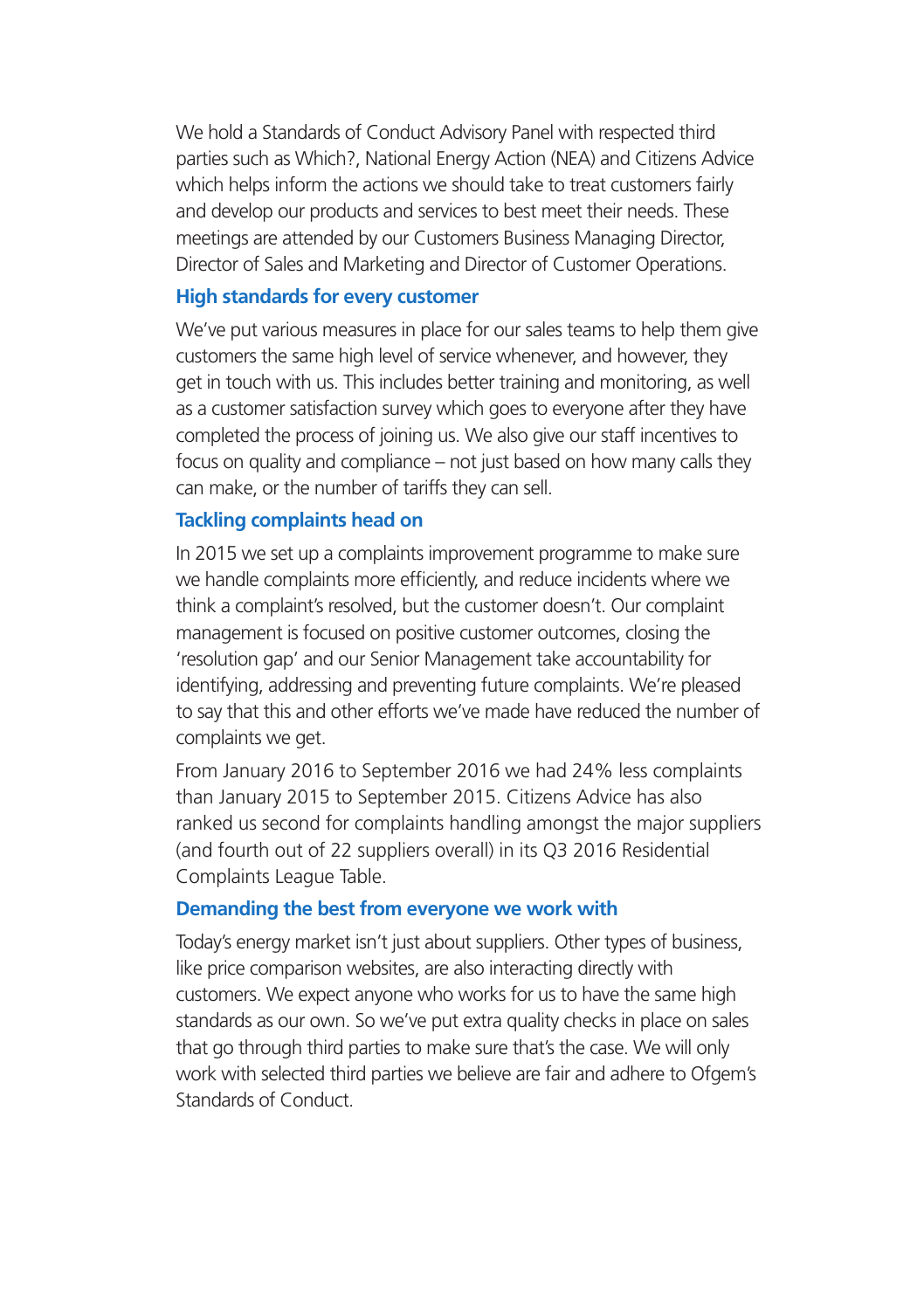We hold a Standards of Conduct Advisory Panel with respected third parties such as Which?, National Energy Action (NEA) and Citizens Advice which helps inform the actions we should take to treat customers fairly and develop our products and services to best meet their needs. These meetings are attended by our Customers Business Managing Director, Director of Sales and Marketing and Director of Customer Operations.

## High standards for every customer

We've put various measures in place for our sales teams to help them give customers the same high level of service whenever, and however, they get in touch with us. This includes better training and monitoring, as well as a customer satisfaction survey which goes to everyone after they have completed the process of joining us. We also give our staff incentives to focus on quality and compliance – not just based on how many calls they can make, or the number of tariffs they can sell.

## Tackling complaints head on

In 2015 we set up a complaints improvement programme to make sure we handle complaints more efficiently, and reduce incidents where we think a complaint's resolved, but the customer doesn't. Our complaint management is focused on positive customer outcomes, closing the 'resolution gap' and our Senior Management take accountability for identifying, addressing and preventing future complaints. We're pleased to say that this and other efforts we've made have reduced the number of complaints we get.

From January 2016 to September 2016 we had 24% less complaints than January 2015 to September 2015. Citizens Advice has also ranked us second for complaints handling amongst the major suppliers (and fourth out of 22 suppliers overall) in its Q3 2016 Residential Complaints League Table.

## Demanding the best from everyone we work with

Today's energy market isn't just about suppliers. Other types of business, like price comparison websites, are also interacting directly with customers. We expect anyone who works for us to have the same high standards as our own. So we've put extra quality checks in place on sales that go through third parties to make sure that's the case. We will only work with selected third parties we believe are fair and adhere to Ofgem's Standards of Conduct.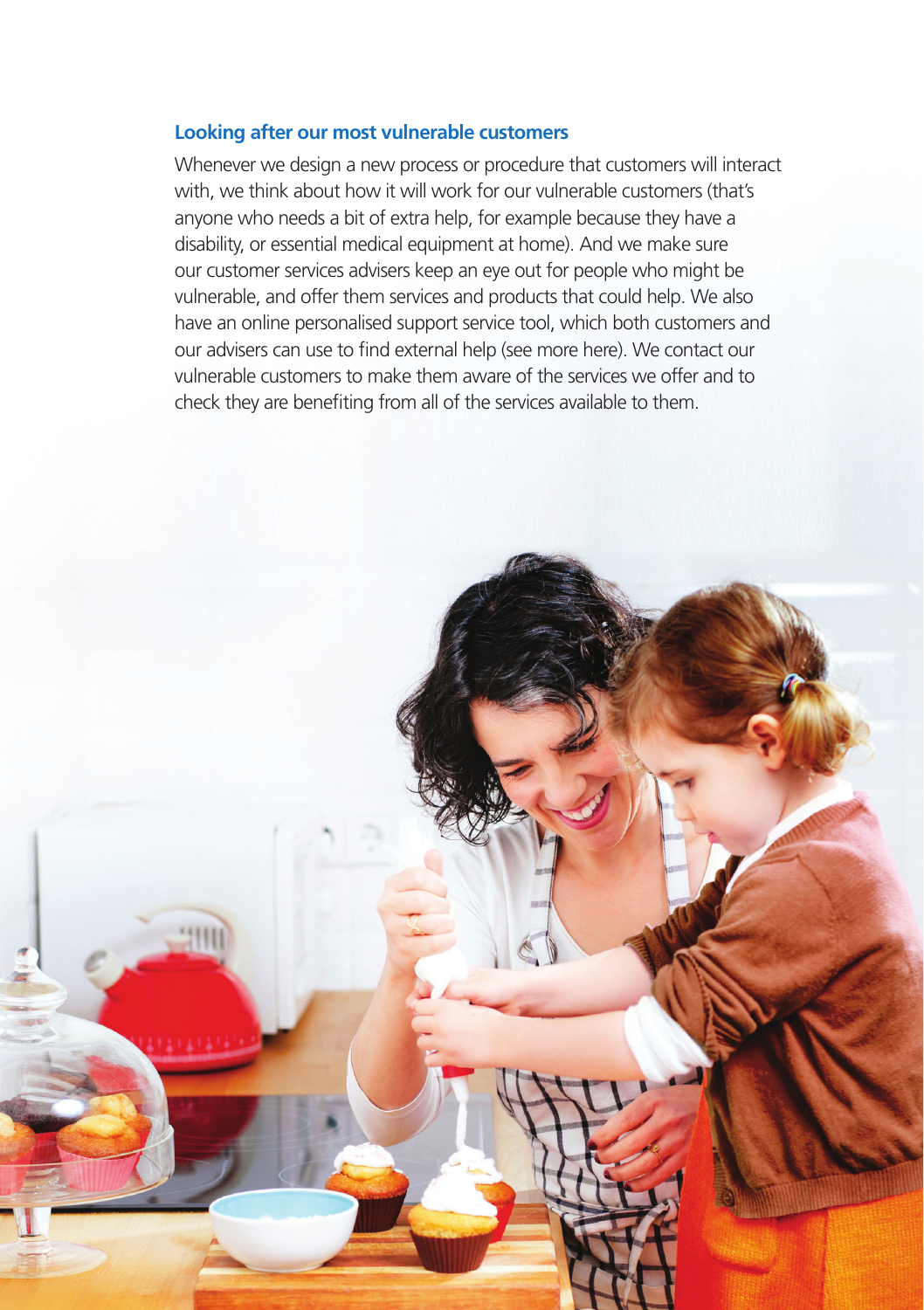## Looking after our most vulnerable customers

Whenever we design a new process or procedure that customers will interact with, we think about how it will work for our vulnerable customers (that's anyone who needs a bit of extra help, for example because they have a disability, or essential medical equipment at home). And we make sure our customer services advisers keep an eye out for people who might be vulnerable, and offer them services and products that could help. We also have an online personalised support service tool, which both customers and our advisers can use to find external help (see more here). We contact our vulnerable customers to make them aware of the services we offer and to check they are benefiting from all of the services available to them.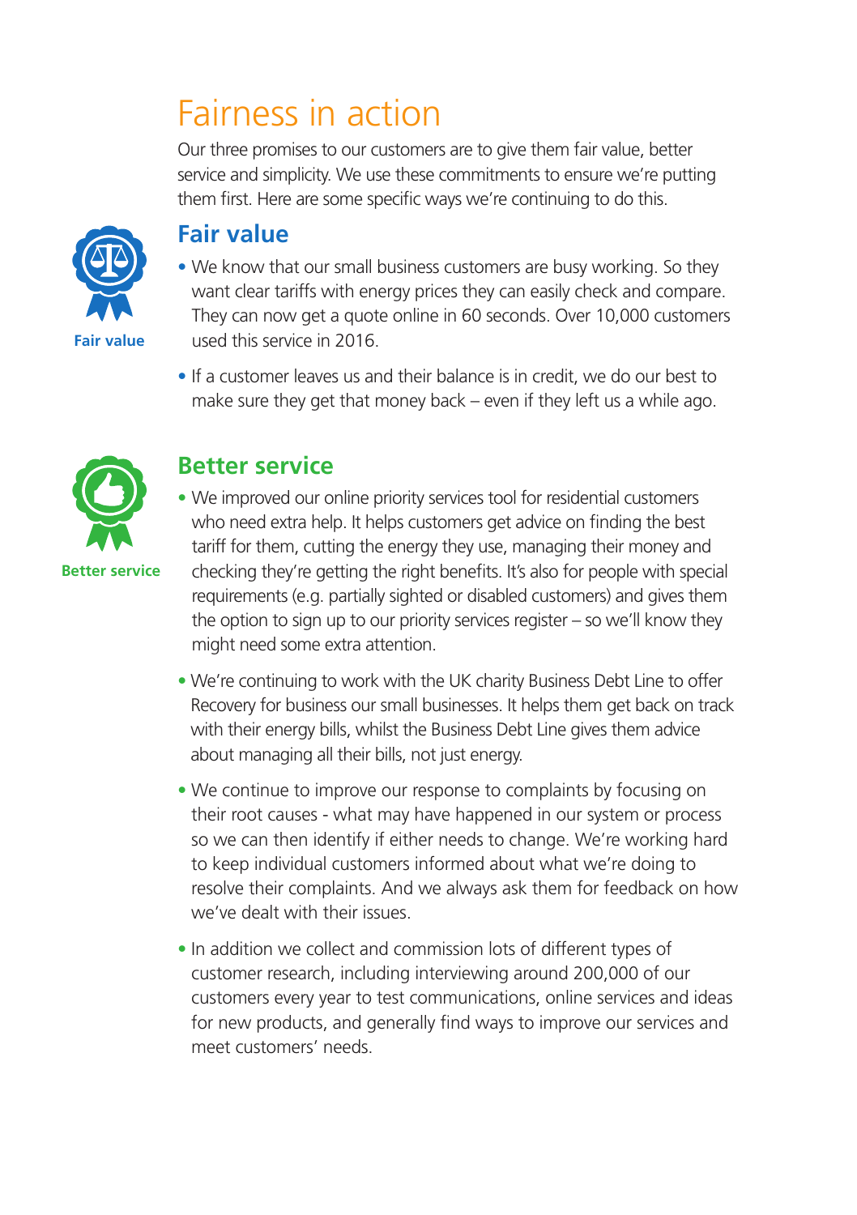# Fairness in action

Our three promises to our customers are to give them fair value, better service and simplicity. We use these commitments to ensure we're putting them first. Here are some specific ways we're continuing to do this.

Fair value

## Fair value

- We know that our small business customers are busy working. So they want clear tariffs with energy prices they can easily check and compare. They can now get a quote online in 60 seconds. Over 10,000 customers used this service in 2016.
- If a customer leaves us and their balance is in credit, we do our best to make sure they get that money back – even if they left us a while ago.

Better service

## Better service

- We improved our online priority services tool for residential customers who need extra help. It helps customers get advice on finding the best tariff for them, cutting the energy they use, managing their money and checking they're getting the right benefits. It's also for people with special requirements (e.g. partially sighted or disabled customers) and gives them the option to sign up to our priority services register – so we'll know they might need some extra attention.
- We're continuing to work with the UK charity Business Debt Line to offer Recovery for business our small businesses. It helps them get back on track with their energy bills, whilst the Business Debt Line gives them advice about managing all their bills, not just energy.
- We continue to improve our response to complaints by focusing on their root causes - what may have happened in our system or process so we can then identify if either needs to change. We're working hard to keep individual customers informed about what we're doing to resolve their complaints. And we always ask them for feedback on how we've dealt with their issues.
- In addition we collect and commission lots of different types of customer research, including interviewing around 200,000 of our customers every year to test communications, online services and ideas for new products, and generally find ways to improve our services and meet customers' needs.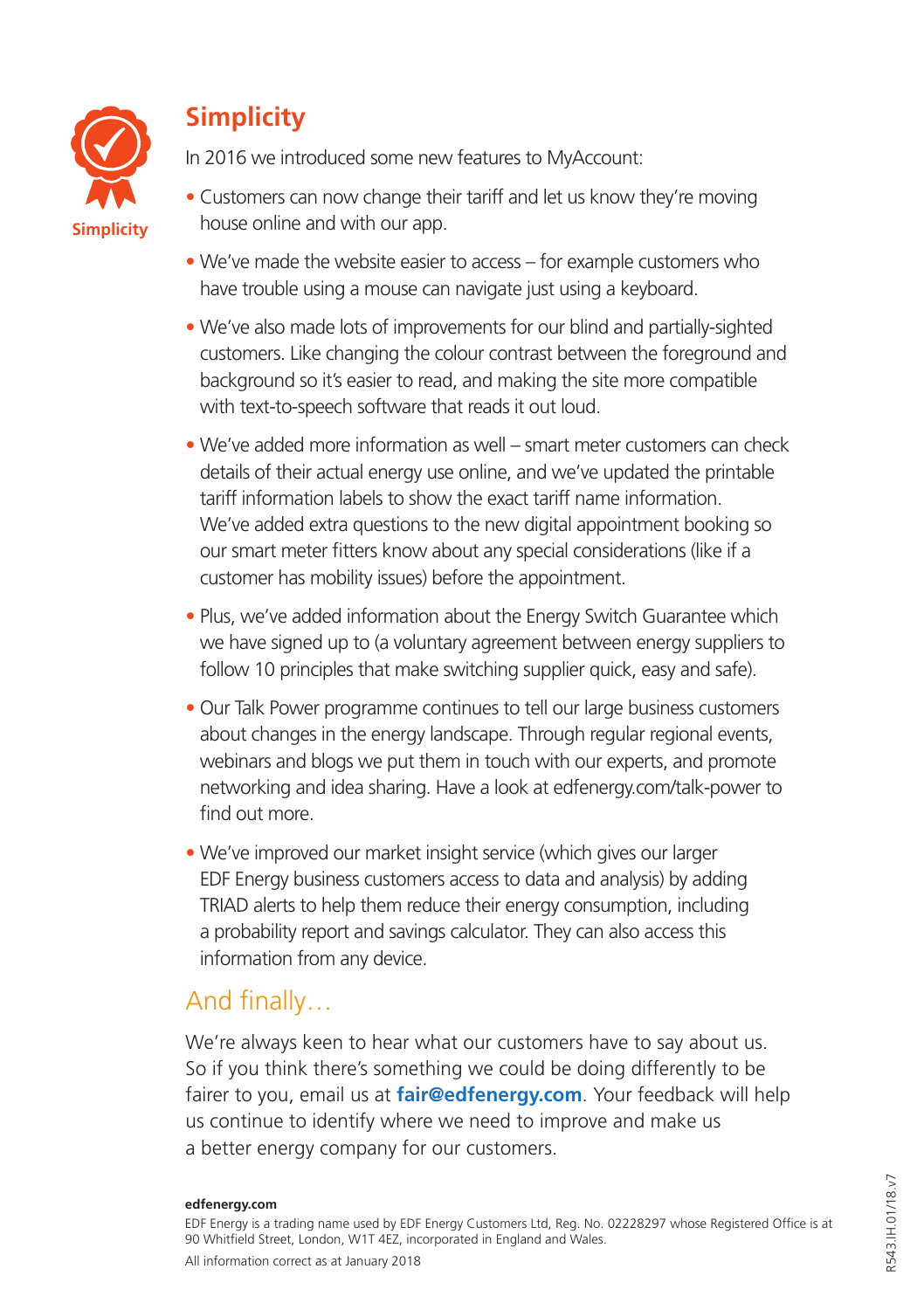## Simplicity

In 2016 we introduced some new features to MyAccount:

- Customers can now change their tariff and let us know they're moving house online and with our app.
- We've made the website easier to access – for example customers who have trouble using a mouse can navigate just using a keyboard.
- We've also made lots of improvements for our blind and partially-sighted customers. Like changing the colour contrast between the foreground and background so it's easier to read, and making the site more compatible with text-to-speech software that reads it out loud.
- We've added more information as well – smart meter customers can check details of their actual energy use online, and we've updated the printable tariff information labels to show the exact tariff name information. We've added extra questions to the new digital appointment booking so our smart meter fitters know about any special considerations (like if a customer has mobility issues) before the appointment.
- Plus, we've added information about the Energy Switch Guarantee which we have signed up to (a voluntary agreement between energy suppliers to follow 10 principles that make switching supplier quick, easy and safe).
- Our Talk Power programme continues to tell our large business customers about changes in the energy landscape. Through regular regional events, webinars and blogs we put them in touch with our experts, and promote networking and idea sharing. Have a look at edfenergy.com/talk-power to find out more.
- We've improved our market insight service (which gives our larger EDF Energy business customers access to data and analysis) by adding TRIAD alerts to help them reduce their energy consumption, including a probability report and savings calculator. They can also access this information from any device.

## And finally…

We're always keen to hear what our customers have to say about us. So if you think there's something we could be doing differently to be fairer to you, email us at **fair@edfenergy.com**. Your feedback will help us continue to identify where we need to improve and make us a better energy company for our customers.

**edfenergy.com**

EDF Energy is a trading name used by EDF Energy Customers Ltd, Reg. No. 02228297 whose Registered Office is at 90 Whitfield Street, London, W1T 4EZ, incorporated in England and Wales.

All information correct as at January 2018

R543.IH.01/18.v7